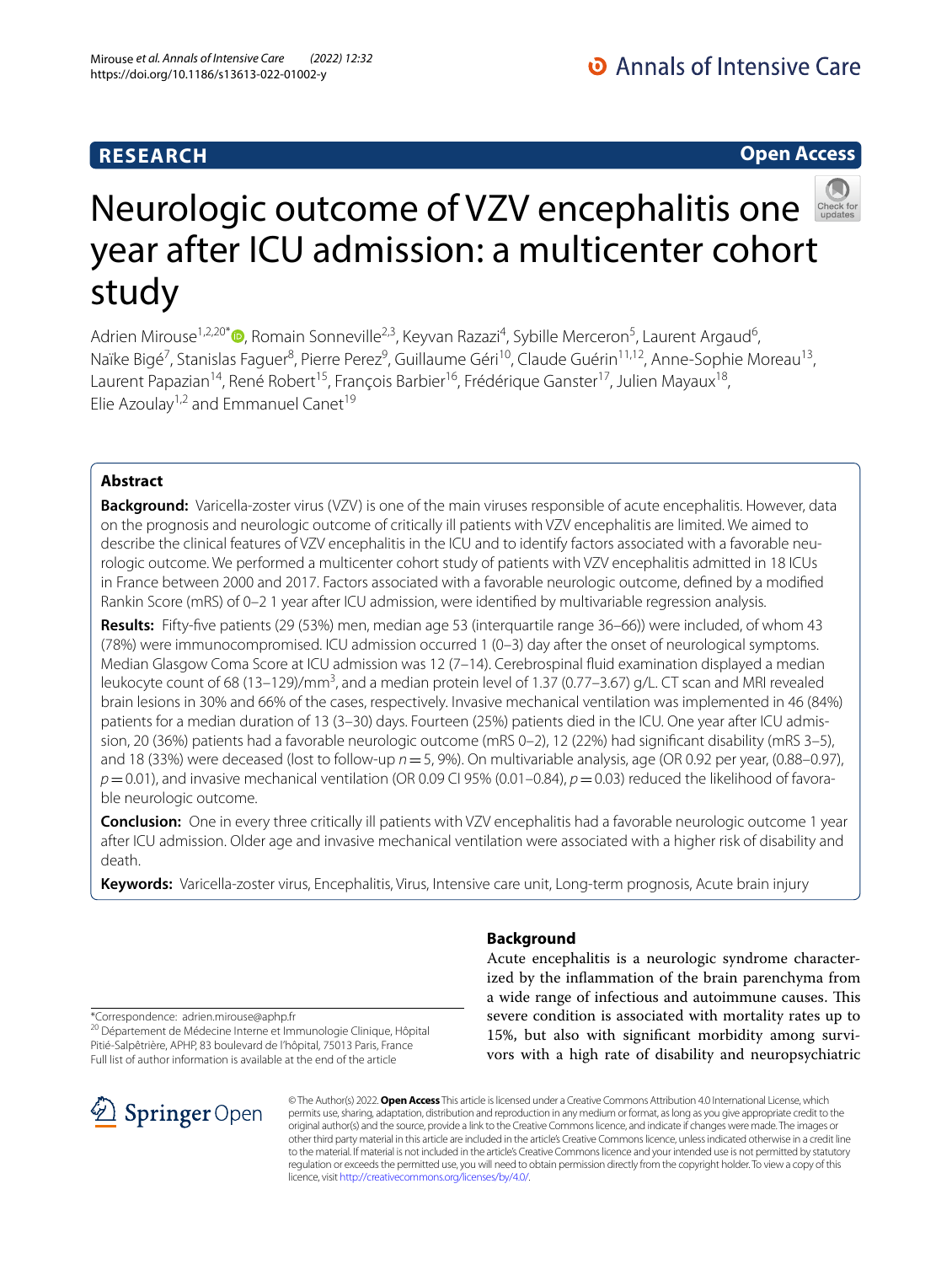**RESEARCH** **Open Access**

# Neurologic outcome of VZV encephalitis one year after ICU admission: a multicenter cohort study

Adrien Mirouse[1,2,20*], Romain Sonneville[2,3], Keyvan Razazi[4], Sybille Merceron[5], Laurent Argaud[6], Naïke Bigé[7], Stanislas Faguer[8], Pierre Perez[9], Guillaume Géri[10], Claude Guérin[11,12], Anne-Sophie Moreau[13], Laurent Papazian[14], René Robert[15], François Barbier[16], Frédérique Ganster[17], Julien Mayaux[18], Elie Azoulay[1,2] and Emmanuel Canet[19]

## Abstract

**Background:** Varicella-zoster virus (VZV) is one of the main viruses responsible of acute encephalitis. However, data on the prognosis and neurologic outcome of critically ill patients with VZV encephalitis are limited. We aimed to describe the clinical features of VZV encephalitis in the ICU and to identify factors associated with a favorable neurologic outcome. We performed a multicenter cohort study of patients with VZV encephalitis admitted in 18 ICUs in France between 2000 and 2017. Factors associated with a favorable neurologic outcome, defined by a modified Rankin Score (mRS) of 0–2 1 year after ICU admission, were identified by multivariable regression analysis.

**Results:** Fifty-five patients (29 (53%) men, median age 53 (interquartile range 36–66)) were included, of whom 43 (78%) were immunocompromised. ICU admission occurred 1 (0–3) day after the onset of neurological symptoms. Median Glasgow Coma Score at ICU admission was 12 (7–14). Cerebrospinal fluid examination displayed a median leukocyte count of 68 (13–129)/mm$^3$, and a median protein level of 1.37 (0.77–3.67) g/L. CT scan and MRI revealed brain lesions in 30% and 66% of the cases, respectively. Invasive mechanical ventilation was implemented in 46 (84%) patients for a median duration of 13 (3–30) days. Fourteen (25%) patients died in the ICU. One year after ICU admission, 20 (36%) patients had a favorable neurologic outcome (mRS 0–2), 12 (22%) had significant disability (mRS 3–5), and 18 (33%) were deceased (lost to follow-up $n=5$, 9%). On multivariable analysis, age (OR 0.92 per year, (0.88–0.97), $p=0.01$), and invasive mechanical ventilation (OR 0.09 CI 95% (0.01–0.84), $p=0.03$) reduced the likelihood of favorable neurologic outcome.

**Conclusion:** One in every three critically ill patients with VZV encephalitis had a favorable neurologic outcome 1 year after ICU admission. Older age and invasive mechanical ventilation were associated with a higher risk of disability and death.

**Keywords:** Varicella-zoster virus, Encephalitis, Virus, Intensive care unit, Long-term prognosis, Acute brain injury

*Correspondence: adrien.mirouse@aphp.fr
[20] Département de Médecine Interne et Immunologie Clinique, Hôpital Pitié-Salpêtrière, APHP, 83 boulevard de l'hôpital, 75013 Paris, France
Full list of author information is available at the end of the article

## Background

Acute encephalitis is a neurologic syndrome characterized by the inflammation of the brain parenchyma from a wide range of infectious and autoimmune causes. This severe condition is associated with mortality rates up to 15%, but also with significant morbidity among survivors with a high rate of disability and neuropsychiatric

© The Author(s) 2022. **Open Access** This article is licensed under a Creative Commons Attribution 4.0 International License, which permits use, sharing, adaptation, distribution and reproduction in any medium or format, as long as you give appropriate credit to the original author(s) and the source, provide a link to the Creative Commons licence, and indicate if changes were made. The images or other third party material in this article are included in the article's Creative Commons licence, unless indicated otherwise in a credit line to the material. If material is not included in the article's Creative Commons licence and your intended use is not permitted by statutory regulation or exceeds the permitted use, you will need to obtain permission directly from the copyright holder. To view a copy of this licence, visit http://creativecommons.org/licenses/by/4.0/.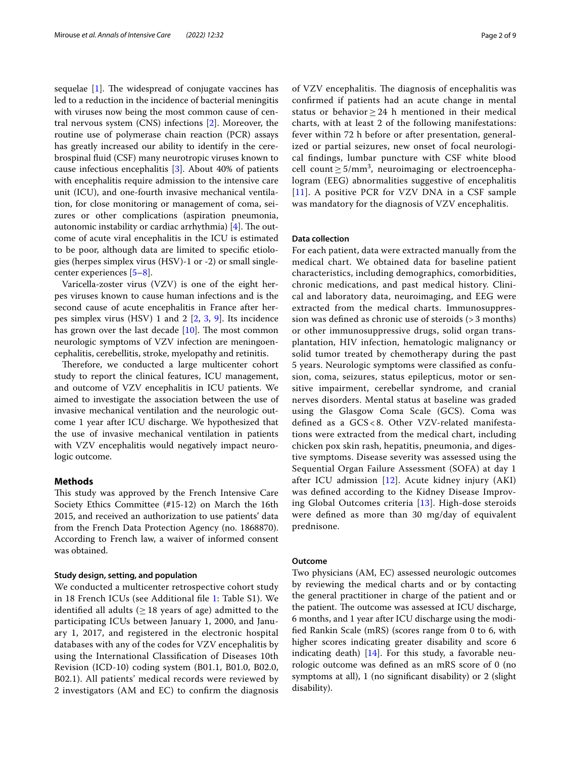sequelae [1]. The widespread of conjugate vaccines has led to a reduction in the incidence of bacterial meningitis with viruses now being the most common cause of central nervous system (CNS) infections [2]. Moreover, the routine use of polymerase chain reaction (PCR) assays has greatly increased our ability to identify in the cerebrospinal fluid (CSF) many neurotropic viruses known to cause infectious encephalitis [3]. About 40% of patients with encephalitis require admission to the intensive care unit (ICU), and one-fourth invasive mechanical ventilation, for close monitoring or management of coma, seizures or other complications (aspiration pneumonia, autonomic instability or cardiac arrhythmia) [4]. The outcome of acute viral encephalitis in the ICU is estimated to be poor, although data are limited to specific etiologies (herpes simplex virus (HSV)-1 or -2) or small single-center experiences [5–8].

Varicella-zoster virus (VZV) is one of the eight herpes viruses known to cause human infections and is the second cause of acute encephalitis in France after herpes simplex virus (HSV) 1 and 2 [2, 3, 9]. Its incidence has grown over the last decade [10]. The most common neurologic symptoms of VZV infection are meningoencephalitis, cerebellitis, stroke, myelopathy and retinitis.

Therefore, we conducted a large multicenter cohort study to report the clinical features, ICU management, and outcome of VZV encephalitis in ICU patients. We aimed to investigate the association between the use of invasive mechanical ventilation and the neurologic outcome 1 year after ICU discharge. We hypothesized that the use of invasive mechanical ventilation in patients with VZV encephalitis would negatively impact neurologic outcome.

## Methods

This study was approved by the French Intensive Care Society Ethics Committee (#15-12) on March the 16th 2015, and received an authorization to use patients' data from the French Data Protection Agency (no. 1868870). According to French law, a waiver of informed consent was obtained.

### Study design, setting, and population

We conducted a multicenter retrospective cohort study in 18 French ICUs (see Additional file 1: Table S1). We identified all adults ($\geq$ 18 years of age) admitted to the participating ICUs between January 1, 2000, and January 1, 2017, and registered in the electronic hospital databases with any of the codes for VZV encephalitis by using the International Classification of Diseases 10th Revision (ICD-10) coding system (B01.1, B01.0, B02.0, B02.1). All patients' medical records were reviewed by 2 investigators (AM and EC) to confirm the diagnosis of VZV encephalitis. The diagnosis of encephalitis was confirmed if patients had an acute change in mental status or behavior $\geq$ 24 h mentioned in their medical charts, with at least 2 of the following manifestations: fever within 72 h before or after presentation, generalized or partial seizures, new onset of focal neurological findings, lumbar puncture with CSF white blood cell count $\geq 5/\text{mm}^3$, neuroimaging or electroencephalogram (EEG) abnormalities suggestive of encephalitis [11]. A positive PCR for VZV DNA in a CSF sample was mandatory for the diagnosis of VZV encephalitis.

### Data collection

For each patient, data were extracted manually from the medical chart. We obtained data for baseline patient characteristics, including demographics, comorbidities, chronic medications, and past medical history. Clinical and laboratory data, neuroimaging, and EEG were extracted from the medical charts. Immunosuppression was defined as chronic use of steroids (> 3 months) or other immunosuppressive drugs, solid organ transplantation, HIV infection, hematologic malignancy or solid tumor treated by chemotherapy during the past 5 years. Neurologic symptoms were classified as confusion, coma, seizures, status epilepticus, motor or sensitive impairment, cerebellar syndrome, and cranial nerves disorders. Mental status at baseline was graded using the Glasgow Coma Scale (GCS). Coma was defined as a GCS < 8. Other VZV-related manifestations were extracted from the medical chart, including chicken pox skin rash, hepatitis, pneumonia, and digestive symptoms. Disease severity was assessed using the Sequential Organ Failure Assessment (SOFA) at day 1 after ICU admission [12]. Acute kidney injury (AKI) was defined according to the Kidney Disease Improving Global Outcomes criteria [13]. High-dose steroids were defined as more than 30 mg/day of equivalent prednisone.

### Outcome

Two physicians (AM, EC) assessed neurologic outcomes by reviewing the medical charts and or by contacting the general practitioner in charge of the patient and or the patient. The outcome was assessed at ICU discharge, 6 months, and 1 year after ICU discharge using the modified Rankin Scale (mRS) (scores range from 0 to 6, with higher scores indicating greater disability and score 6 indicating death) [14]. For this study, a favorable neurologic outcome was defined as an mRS score of 0 (no symptoms at all), 1 (no significant disability) or 2 (slight disability).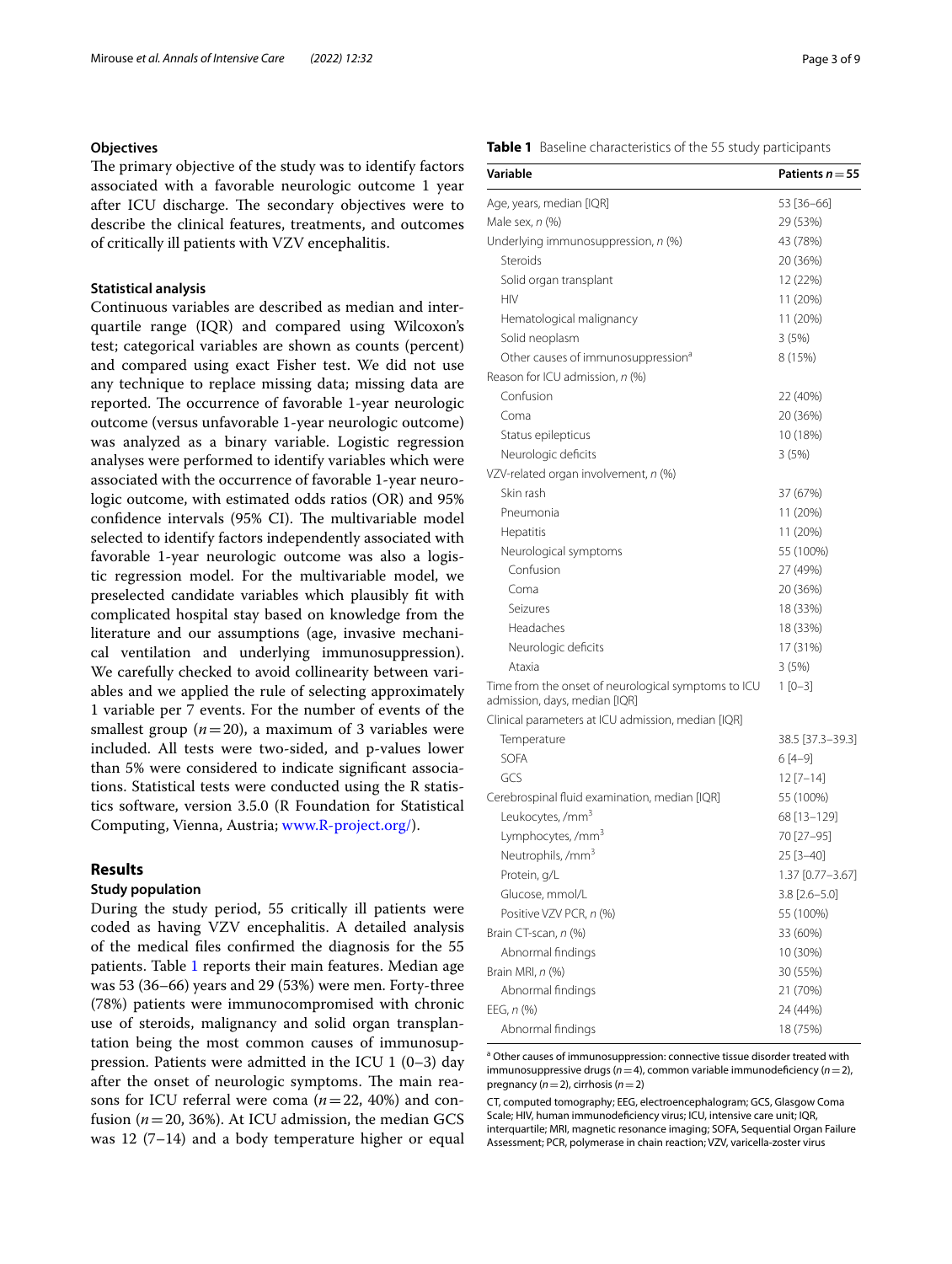### Objectives

The primary objective of the study was to identify factors associated with a favorable neurologic outcome 1 year after ICU discharge. The secondary objectives were to describe the clinical features, treatments, and outcomes of critically ill patients with VZV encephalitis.

### Statistical analysis

Continuous variables are described as median and interquartile range (IQR) and compared using Wilcoxon's test; categorical variables are shown as counts (percent) and compared using exact Fisher test. We did not use any technique to replace missing data; missing data are reported. The occurrence of favorable 1-year neurologic outcome (versus unfavorable 1-year neurologic outcome) was analyzed as a binary variable. Logistic regression analyses were performed to identify variables which were associated with the occurrence of favorable 1-year neurologic outcome, with estimated odds ratios (OR) and 95% confidence intervals (95% CI). The multivariable model selected to identify factors independently associated with favorable 1-year neurologic outcome was also a logistic regression model. For the multivariable model, we preselected candidate variables which plausibly fit with complicated hospital stay based on knowledge from the literature and our assumptions (age, invasive mechanical ventilation and underlying immunosuppression). We carefully checked to avoid collinearity between variables and we applied the rule of selecting approximately 1 variable per 7 events. For the number of events of the smallest group ($n=20$), a maximum of 3 variables were included. All tests were two-sided, and p-values lower than 5% were considered to indicate significant associations. Statistical tests were conducted using the R statistics software, version 3.5.0 (R Foundation for Statistical Computing, Vienna, Austria; www.R-project.org/).

## Results

### Study population

During the study period, 55 critically ill patients were coded as having VZV encephalitis. A detailed analysis of the medical files confirmed the diagnosis for the 55 patients. Table 1 reports their main features. Median age was 53 (36–66) years and 29 (53%) were men. Forty-three (78%) patients were immunocompromised with chronic use of steroids, malignancy and solid organ transplantation being the most common causes of immunosuppression. Patients were admitted in the ICU 1 (0–3) day after the onset of neurologic symptoms. The main reasons for ICU referral were coma ($n=22$, 40%) and confusion ($n=20$, 36%). At ICU admission, the median GCS was 12 (7–14) and a body temperature higher or equal

**Table 1** Baseline characteristics of the 55 study participants

| Variable | Patients $n=55$ |
|---|---|
| Age, years, median [IQR] | 53 [36–66] |
| Male sex, *n* (%) | 29 (53%) |
| Underlying immunosuppression, *n* (%) | 43 (78%) |
| Steroids | 20 (36%) |
| Solid organ transplant | 12 (22%) |
| HIV | 11 (20%) |
| Hematological malignancy | 11 (20%) |
| Solid neoplasm | 3 (5%) |
| Other causes of immunosuppression[a] | 8 (15%) |
| Reason for ICU admission, *n* (%) | |
| Confusion | 22 (40%) |
| Coma | 20 (36%) |
| Status epilepticus | 10 (18%) |
| Neurologic deficits | 3 (5%) |
| VZV-related organ involvement, *n* (%) | |
| Skin rash | 37 (67%) |
| Pneumonia | 11 (20%) |
| Hepatitis | 11 (20%) |
| Neurological symptoms | 55 (100%) |
| Confusion | 27 (49%) |
| Coma | 20 (36%) |
| Seizures | 18 (33%) |
| Headaches | 18 (33%) |
| Neurologic deficits | 17 (31%) |
| Ataxia | 3 (5%) |
| Time from the onset of neurological symptoms to ICU admission, days, median [IQR] | 1 [0–3] |
| Clinical parameters at ICU admission, median [IQR] | |
| Temperature | 38.5 [37.3–39.3] |
| SOFA | 6 [4–9] |
| GCS | 12 [7–14] |
| Cerebrospinal fluid examination, median [IQR] | 55 (100%) |
| Leukocytes, /mm$^3$ | 68 [13–129] |
| Lymphocytes, /mm$^3$ | 70 [27–95] |
| Neutrophils, /mm$^3$ | 25 [3–40] |
| Protein, g/L | 1.37 [0.77–3.67] |
| Glucose, mmol/L | 3.8 [2.6–5.0] |
| Positive VZV PCR, *n* (%) | 55 (100%) |
| Brain CT-scan, *n* (%) | 33 (60%) |
| Abnormal findings | 10 (30%) |
| Brain MRI, *n* (%) | 30 (55%) |
| Abnormal findings | 21 (70%) |
| EEG, *n* (%) | 24 (44%) |
| Abnormal findings | 18 (75%) |

[a] Other causes of immunosuppression: connective tissue disorder treated with immunosuppressive drugs ($n=4$), common variable immunodeficiency ($n=2$), pregnancy ($n=2$), cirrhosis ($n=2$)

CT, computed tomography; EEG, electroencephalogram; GCS, Glasgow Coma Scale; HIV, human immunodeficiency virus; ICU, intensive care unit; IQR, interquartile; MRI, magnetic resonance imaging; SOFA, Sequential Organ Failure Assessment; PCR, polymerase in chain reaction; VZV, varicella-zoster virus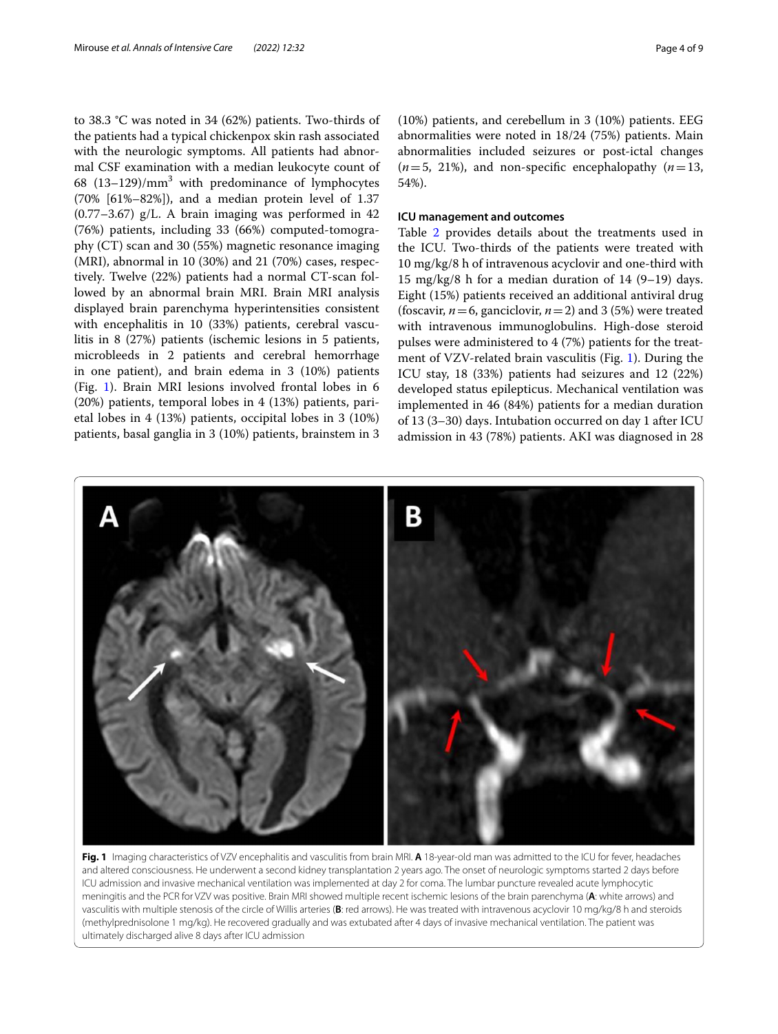to 38.3 °C was noted in 34 (62%) patients. Two-thirds of the patients had a typical chickenpox skin rash associated with the neurologic symptoms. All patients had abnormal CSF examination with a median leukocyte count of 68 (13–129)/mm$^3$ with predominance of lymphocytes (70% [61%–82%]), and a median protein level of 1.37 (0.77–3.67) g/L. A brain imaging was performed in 42 (76%) patients, including 33 (66%) computed-tomography (CT) scan and 30 (55%) magnetic resonance imaging (MRI), abnormal in 10 (30%) and 21 (70%) cases, respectively. Twelve (22%) patients had a normal CT-scan followed by an abnormal brain MRI. Brain MRI analysis displayed brain parenchyma hyperintensities consistent with encephalitis in 10 (33%) patients, cerebral vasculitis in 8 (27%) patients (ischemic lesions in 5 patients, microbleeds in 2 patients and cerebral hemorrhage in one patient), and brain edema in 3 (10%) patients (Fig. 1). Brain MRI lesions involved frontal lobes in 6 (20%) patients, temporal lobes in 4 (13%) patients, parietal lobes in 4 (13%) patients, occipital lobes in 3 (10%) patients, basal ganglia in 3 (10%) patients, brainstem in 3 (10%) patients, and cerebellum in 3 (10%) patients. EEG abnormalities were noted in 18/24 (75%) patients. Main abnormalities included seizures or post-ictal changes ($n=5$, 21%), and non-specific encephalopathy ($n=13$, 54%).

### ICU management and outcomes

Table 2 provides details about the treatments used in the ICU. Two-thirds of the patients were treated with 10 mg/kg/8 h of intravenous acyclovir and one-third with 15 mg/kg/8 h for a median duration of 14 (9–19) days. Eight (15%) patients received an additional antiviral drug (foscavir, $n=6$, ganciclovir, $n=2$) and 3 (5%) were treated with intravenous immunoglobulins. High-dose steroid pulses were administered to 4 (7%) patients for the treatment of VZV-related brain vasculitis (Fig. 1). During the ICU stay, 18 (33%) patients had seizures and 12 (22%) developed status epilepticus. Mechanical ventilation was implemented in 46 (84%) patients for a median duration of 13 (3–30) days. Intubation occurred on day 1 after ICU admission in 43 (78%) patients. AKI was diagnosed in 28

**Fig. 1** Imaging characteristics of VZV encephalitis and vasculitis from brain MRI. **A** 18-year-old man was admitted to the ICU for fever, headaches and altered consciousness. He underwent a second kidney transplantation 2 years ago. The onset of neurologic symptoms started 2 days before ICU admission and invasive mechanical ventilation was implemented at day 2 for coma. The lumbar puncture revealed acute lymphocytic meningitis and the PCR for VZV was positive. Brain MRI showed multiple recent ischemic lesions of the brain parenchyma (**A**: white arrows) and vasculitis with multiple stenosis of the circle of Willis arteries (**B**: red arrows). He was treated with intravenous acyclovir 10 mg/kg/8 h and steroids (methylprednisolone 1 mg/kg). He recovered gradually and was extubated after 4 days of invasive mechanical ventilation. The patient was ultimately discharged alive 8 days after ICU admission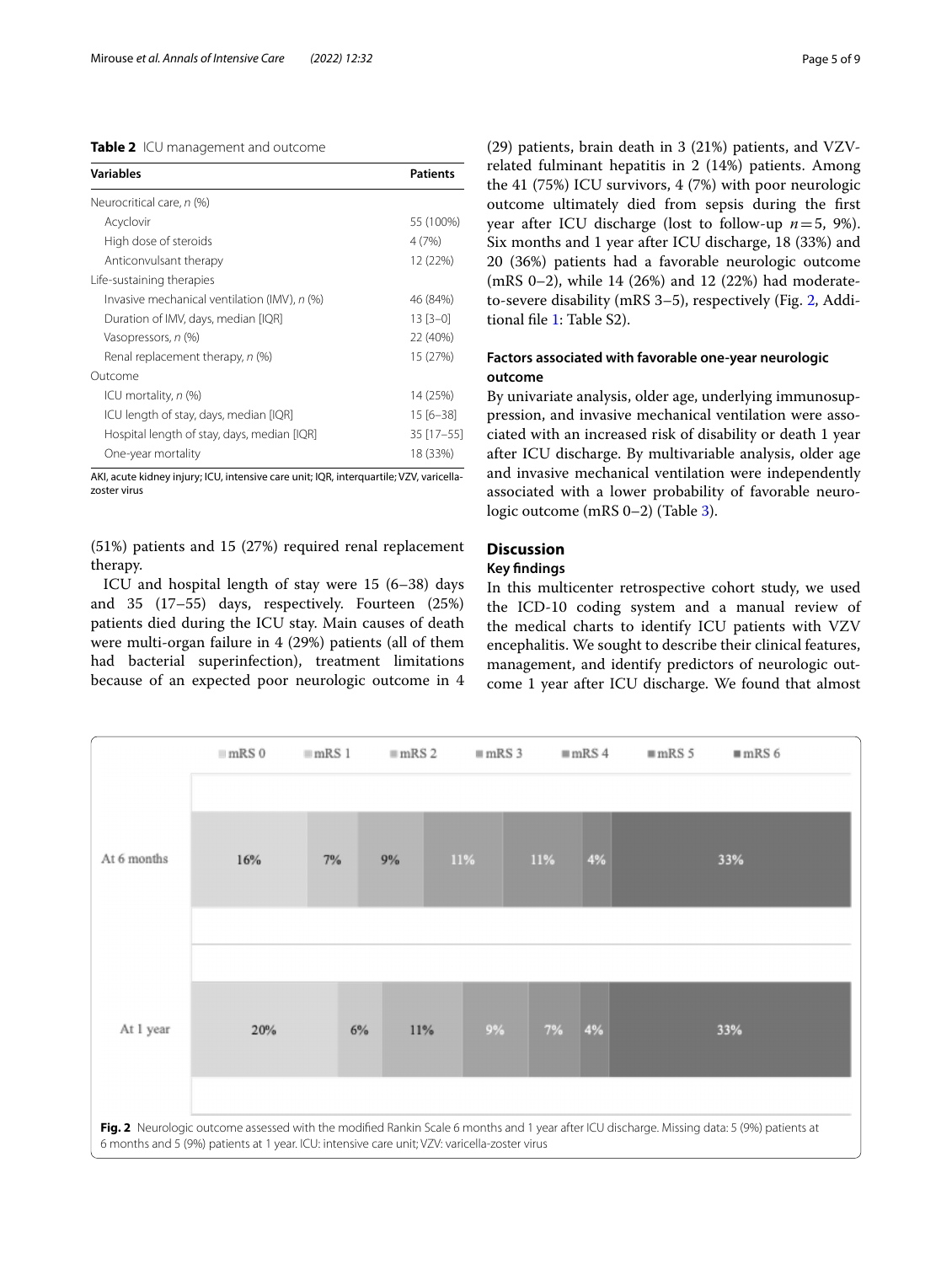**Table 2** ICU management and outcome

| Variables | Patients |
|---|---|
| Neurocritical care, *n* (%) | |
| Acyclovir | 55 (100%) |
| High dose of steroids | 4 (7%) |
| Anticonvulsant therapy | 12 (22%) |
| Life-sustaining therapies | |
| Invasive mechanical ventilation (IMV), *n* (%) | 46 (84%) |
| Duration of IMV, days, median [IQR] | 13 [3–0] |
| Vasopressors, *n* (%) | 22 (40%) |
| Renal replacement therapy, *n* (%) | 15 (27%) |
| Outcome | |
| ICU mortality, *n* (%) | 14 (25%) |
| ICU length of stay, days, median [IQR] | 15 [6–38] |
| Hospital length of stay, days, median [IQR] | 35 [17–55] |
| One-year mortality | 18 (33%) |

AKI, acute kidney injury; ICU, intensive care unit; IQR, interquartile; VZV, varicella-zoster virus

(51%) patients and 15 (27%) required renal replacement therapy.

ICU and hospital length of stay were 15 (6–38) days and 35 (17–55) days, respectively. Fourteen (25%) patients died during the ICU stay. Main causes of death were multi-organ failure in 4 (29%) patients (all of them had bacterial superinfection), treatment limitations because of an expected poor neurologic outcome in 4 (29) patients, brain death in 3 (21%) patients, and VZV-related fulminant hepatitis in 2 (14%) patients. Among the 41 (75%) ICU survivors, 4 (7%) with poor neurologic outcome ultimately died from sepsis during the first year after ICU discharge (lost to follow-up $n=5$, 9%). Six months and 1 year after ICU discharge, 18 (33%) and 20 (36%) patients had a favorable neurologic outcome (mRS 0–2), while 14 (26%) and 12 (22%) had moderate-to-severe disability (mRS 3–5), respectively (Fig. 2, Additional file 1: Table S2).

### Factors associated with favorable one-year neurologic outcome

By univariate analysis, older age, underlying immunosuppression, and invasive mechanical ventilation were associated with an increased risk of disability or death 1 year after ICU discharge. By multivariable analysis, older age and invasive mechanical ventilation were independently associated with a lower probability of favorable neurologic outcome (mRS 0–2) (Table 3).

## Discussion

### Key findings

In this multicenter retrospective cohort study, we used the ICD-10 coding system and a manual review of the medical charts to identify ICU patients with VZV encephalitis. We sought to describe their clinical features, management, and identify predictors of neurologic outcome 1 year after ICU discharge. We found that almost

| | mRS 0 | mRS 1 | mRS 2 | mRS 3 | mRS 4 | mRS 5 | mRS 6 |
|---|---|---|---|---|---|---|---|
| At 6 months | 16% | 7% | 9% | 11% | 11% | 4% | 33% |
| At 1 year | 20% | 6% | 11% | 9% | 7% | 4% | 33% |

**Fig. 2** Neurologic outcome assessed with the modified Rankin Scale 6 months and 1 year after ICU discharge. Missing data: 5 (9%) patients at 6 months and 5 (9%) patients at 1 year. ICU: intensive care unit; VZV: varicella-zoster virus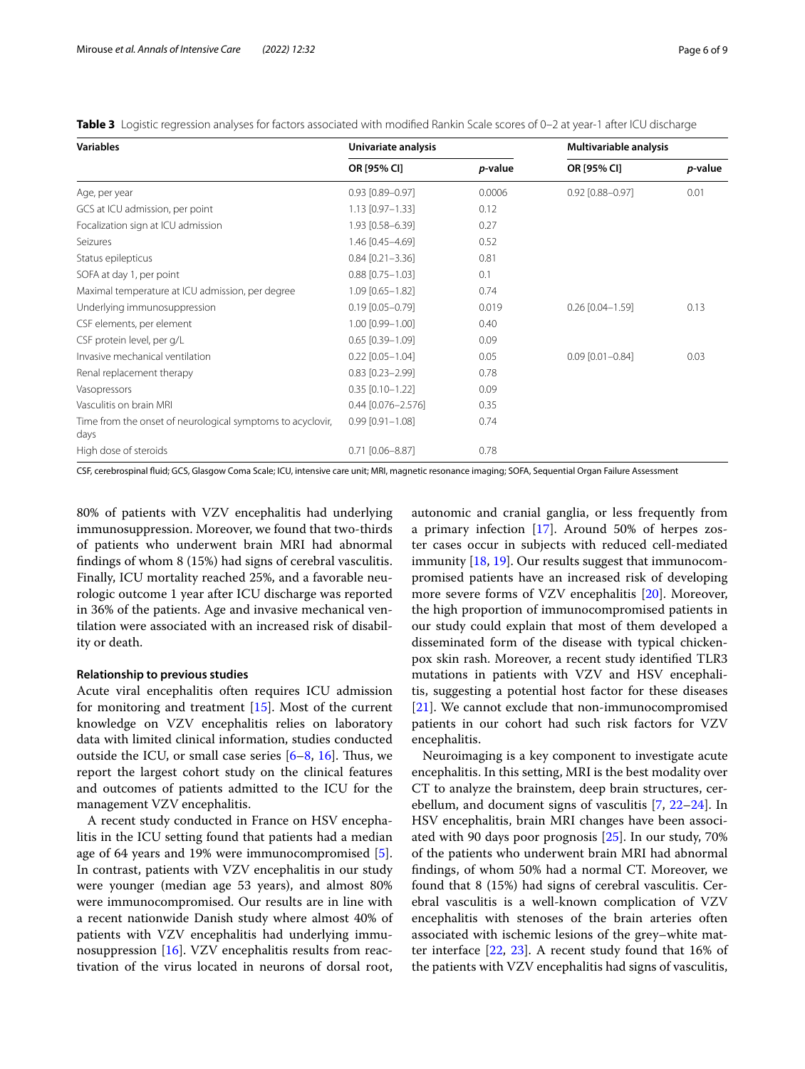**Table 3** Logistic regression analyses for factors associated with modified Rankin Scale scores of 0–2 at year-1 after ICU discharge

| Variables | Univariate analysis | | Multivariable analysis | |
|---|---|---|---|---|
| | OR [95% CI] | *p*-value | OR [95% CI] | *p*-value |
| Age, per year | 0.93 [0.89–0.97] | 0.0006 | 0.92 [0.88–0.97] | 0.01 |
| GCS at ICU admission, per point | 1.13 [0.97–1.33] | 0.12 | | |
| Focalization sign at ICU admission | 1.93 [0.58–6.39] | 0.27 | | |
| Seizures | 1.46 [0.45–4.69] | 0.52 | | |
| Status epilepticus | 0.84 [0.21–3.36] | 0.81 | | |
| SOFA at day 1, per point | 0.88 [0.75–1.03] | 0.1 | | |
| Maximal temperature at ICU admission, per degree | 1.09 [0.65–1.82] | 0.74 | | |
| Underlying immunosuppression | 0.19 [0.05–0.79] | 0.019 | 0.26 [0.04–1.59] | 0.13 |
| CSF elements, per element | 1.00 [0.99–1.00] | 0.40 | | |
| CSF protein level, per g/L | 0.65 [0.39–1.09] | 0.09 | | |
| Invasive mechanical ventilation | 0.22 [0.05–1.04] | 0.05 | 0.09 [0.01–0.84] | 0.03 |
| Renal replacement therapy | 0.83 [0.23–2.99] | 0.78 | | |
| Vasopressors | 0.35 [0.10–1.22] | 0.09 | | |
| Vasculitis on brain MRI | 0.44 [0.076–2.576] | 0.35 | | |
| Time from the onset of neurological symptoms to acyclovir, days | 0.99 [0.91–1.08] | 0.74 | | |
| High dose of steroids | 0.71 [0.06–8.87] | 0.78 | | |

CSF, cerebrospinal fluid; GCS, Glasgow Coma Scale; ICU, intensive care unit; MRI, magnetic resonance imaging; SOFA, Sequential Organ Failure Assessment

80% of patients with VZV encephalitis had underlying immunosuppression. Moreover, we found that two-thirds of patients who underwent brain MRI had abnormal findings of whom 8 (15%) had signs of cerebral vasculitis. Finally, ICU mortality reached 25%, and a favorable neurologic outcome 1 year after ICU discharge was reported in 36% of the patients. Age and invasive mechanical ventilation were associated with an increased risk of disability or death.

#### Relationship to previous studies

Acute viral encephalitis often requires ICU admission for monitoring and treatment [15]. Most of the current knowledge on VZV encephalitis relies on laboratory data with limited clinical information, studies conducted outside the ICU, or small case series [6–8, 16]. Thus, we report the largest cohort study on the clinical features and outcomes of patients admitted to the ICU for the management VZV encephalitis.

A recent study conducted in France on HSV encephalitis in the ICU setting found that patients had a median age of 64 years and 19% were immunocompromised [5]. In contrast, patients with VZV encephalitis in our study were younger (median age 53 years), and almost 80% were immunocompromised. Our results are in line with a recent nationwide Danish study where almost 40% of patients with VZV encephalitis had underlying immunosuppression [16]. VZV encephalitis results from reactivation of the virus located in neurons of dorsal root, autonomic and cranial ganglia, or less frequently from a primary infection [17]. Around 50% of herpes zoster cases occur in subjects with reduced cell-mediated immunity [18, 19]. Our results suggest that immunocompromised patients have an increased risk of developing more severe forms of VZV encephalitis [20]. Moreover, the high proportion of immunocompromised patients in our study could explain that most of them developed a disseminated form of the disease with typical chickenpox skin rash. Moreover, a recent study identified TLR3 mutations in patients with VZV and HSV encephalitis, suggesting a potential host factor for these diseases [21]. We cannot exclude that non-immunocompromised patients in our cohort had such risk factors for VZV encephalitis.

Neuroimaging is a key component to investigate acute encephalitis. In this setting, MRI is the best modality over CT to analyze the brainstem, deep brain structures, cerebellum, and document signs of vasculitis [7, 22–24]. In HSV encephalitis, brain MRI changes have been associated with 90 days poor prognosis [25]. In our study, 70% of the patients who underwent brain MRI had abnormal findings, of whom 50% had a normal CT. Moreover, we found that 8 (15%) had signs of cerebral vasculitis. Cerebral vasculitis is a well-known complication of VZV encephalitis with stenoses of the brain arteries often associated with ischemic lesions of the grey–white matter interface [22, 23]. A recent study found that 16% of the patients with VZV encephalitis had signs of vasculitis,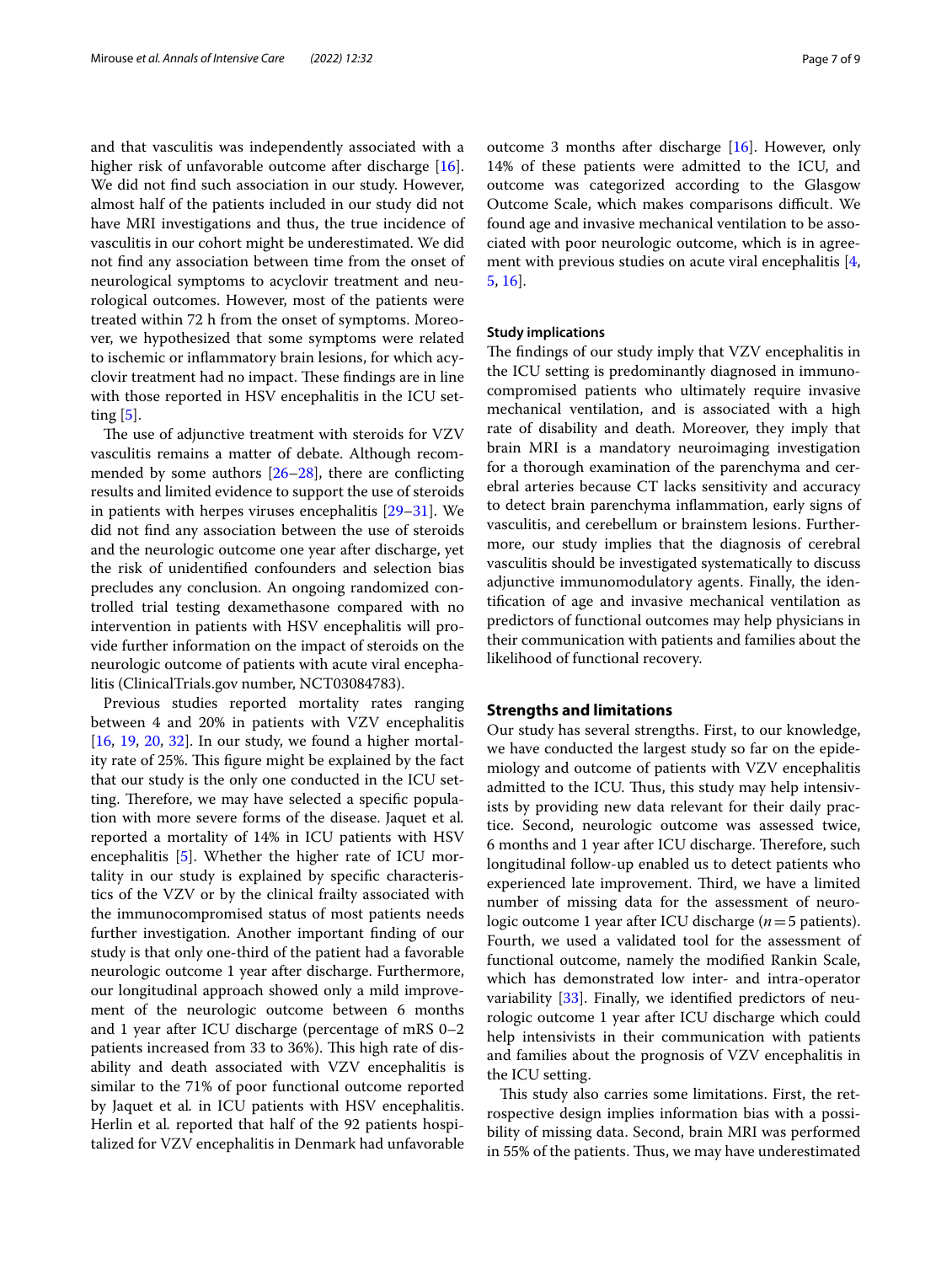and that vasculitis was independently associated with a higher risk of unfavorable outcome after discharge [16]. We did not find such association in our study. However, almost half of the patients included in our study did not have MRI investigations and thus, the true incidence of vasculitis in our cohort might be underestimated. We did not find any association between time from the onset of neurological symptoms to acyclovir treatment and neurological outcomes. However, most of the patients were treated within 72 h from the onset of symptoms. Moreover, we hypothesized that some symptoms were related to ischemic or inflammatory brain lesions, for which acyclovir treatment had no impact. These findings are in line with those reported in HSV encephalitis in the ICU setting [5].

The use of adjunctive treatment with steroids for VZV vasculitis remains a matter of debate. Although recommended by some authors [26–28], there are conflicting results and limited evidence to support the use of steroids in patients with herpes viruses encephalitis [29–31]. We did not find any association between the use of steroids and the neurologic outcome one year after discharge, yet the risk of unidentified confounders and selection bias precludes any conclusion. An ongoing randomized controlled trial testing dexamethasone compared with no intervention in patients with HSV encephalitis will provide further information on the impact of steroids on the neurologic outcome of patients with acute viral encephalitis (ClinicalTrials.gov number, NCT03084783).

Previous studies reported mortality rates ranging between 4 and 20% in patients with VZV encephalitis [16, 19, 20, 32]. In our study, we found a higher mortality rate of 25%. This figure might be explained by the fact that our study is the only one conducted in the ICU setting. Therefore, we may have selected a specific population with more severe forms of the disease. Jaquet et al. reported a mortality of 14% in ICU patients with HSV encephalitis [5]. Whether the higher rate of ICU mortality in our study is explained by specific characteristics of the VZV or by the clinical frailty associated with the immunocompromised status of most patients needs further investigation. Another important finding of our study is that only one-third of the patient had a favorable neurologic outcome 1 year after discharge. Furthermore, our longitudinal approach showed only a mild improvement of the neurologic outcome between 6 months and 1 year after ICU discharge (percentage of mRS 0–2 patients increased from 33 to 36%). This high rate of disability and death associated with VZV encephalitis is similar to the 71% of poor functional outcome reported by Jaquet et al. in ICU patients with HSV encephalitis. Herlin et al. reported that half of the 92 patients hospitalized for VZV encephalitis in Denmark had unfavorable outcome 3 months after discharge [16]. However, only 14% of these patients were admitted to the ICU, and outcome was categorized according to the Glasgow Outcome Scale, which makes comparisons difficult. We found age and invasive mechanical ventilation to be associated with poor neurologic outcome, which is in agreement with previous studies on acute viral encephalitis [4, 5, 16].

### Study implications

The findings of our study imply that VZV encephalitis in the ICU setting is predominantly diagnosed in immunocompromised patients who ultimately require invasive mechanical ventilation, and is associated with a high rate of disability and death. Moreover, they imply that brain MRI is a mandatory neuroimaging investigation for a thorough examination of the parenchyma and cerebral arteries because CT lacks sensitivity and accuracy to detect brain parenchyma inflammation, early signs of vasculitis, and cerebellum or brainstem lesions. Furthermore, our study implies that the diagnosis of cerebral vasculitis should be investigated systematically to discuss adjunctive immunomodulatory agents. Finally, the identification of age and invasive mechanical ventilation as predictors of functional outcomes may help physicians in their communication with patients and families about the likelihood of functional recovery.

## Strengths and limitations

Our study has several strengths. First, to our knowledge, we have conducted the largest study so far on the epidemiology and outcome of patients with VZV encephalitis admitted to the ICU. Thus, this study may help intensivists by providing new data relevant for their daily practice. Second, neurologic outcome was assessed twice, 6 months and 1 year after ICU discharge. Therefore, such longitudinal follow-up enabled us to detect patients who experienced late improvement. Third, we have a limited number of missing data for the assessment of neurologic outcome 1 year after ICU discharge ($n = 5$ patients). Fourth, we used a validated tool for the assessment of functional outcome, namely the modified Rankin Scale, which has demonstrated low inter- and intra-operator variability [33]. Finally, we identified predictors of neurologic outcome 1 year after ICU discharge which could help intensivists in their communication with patients and families about the prognosis of VZV encephalitis in the ICU setting.

This study also carries some limitations. First, the retrospective design implies information bias with a possibility of missing data. Second, brain MRI was performed in 55% of the patients. Thus, we may have underestimated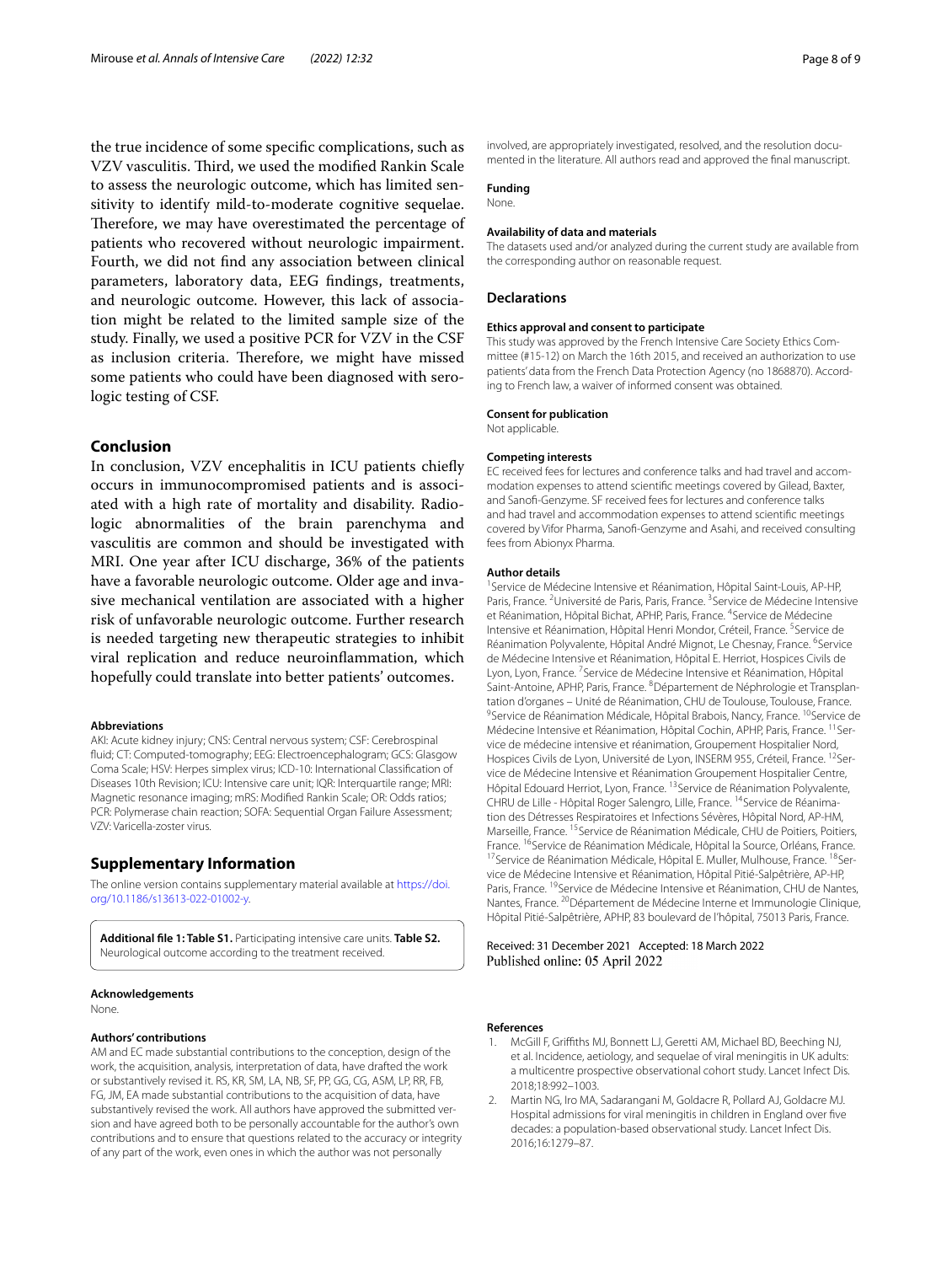the true incidence of some specific complications, such as VZV vasculitis. Third, we used the modified Rankin Scale to assess the neurologic outcome, which has limited sensitivity to identify mild-to-moderate cognitive sequelae. Therefore, we may have overestimated the percentage of patients who recovered without neurologic impairment. Fourth, we did not find any association between clinical parameters, laboratory data, EEG findings, treatments, and neurologic outcome. However, this lack of association might be related to the limited sample size of the study. Finally, we used a positive PCR for VZV in the CSF as inclusion criteria. Therefore, we might have missed some patients who could have been diagnosed with serologic testing of CSF.

## Conclusion

In conclusion, VZV encephalitis in ICU patients chiefly occurs in immunocompromised patients and is associated with a high rate of mortality and disability. Radiologic abnormalities of the brain parenchyma and vasculitis are common and should be investigated with MRI. One year after ICU discharge, 36% of the patients have a favorable neurologic outcome. Older age and invasive mechanical ventilation are associated with a higher risk of unfavorable neurologic outcome. Further research is needed targeting new therapeutic strategies to inhibit viral replication and reduce neuroinflammation, which hopefully could translate into better patients' outcomes.

#### Abbreviations

AKI: Acute kidney injury; CNS: Central nervous system; CSF: Cerebrospinal fluid; CT: Computed-tomography; EEG: Electroencephalogram; GCS: Glasgow Coma Scale; HSV: Herpes simplex virus; ICD-10: International Classification of Diseases 10th Revision; ICU: Intensive care unit; IQR: Interquartile range; MRI: Magnetic resonance imaging; mRS: Modified Rankin Scale; OR: Odds ratios; PCR: Polymerase chain reaction; SOFA: Sequential Organ Failure Assessment; VZV: Varicella-zoster virus.

## Supplementary Information

The online version contains supplementary material available at https://doi.org/10.1186/s13613-022-01002-y.

**Additional file 1: Table S1.** Participating intensive care units. **Table S2.** Neurological outcome according to the treatment received.

#### Acknowledgements

None.

#### Authors' contributions

AM and EC made substantial contributions to the conception, design of the work, the acquisition, analysis, interpretation of data, have drafted the work or substantively revised it. RS, KR, SM, LA, NB, SF, PP, GG, CG, ASM, LP, RR, FB, FG, JM, EA made substantial contributions to the acquisition of data, have substantively revised the work. All authors have approved the submitted version and have agreed both to be personally accountable for the author's own contributions and to ensure that questions related to the accuracy or integrity of any part of the work, even ones in which the author was not personally involved, are appropriately investigated, resolved, and the resolution documented in the literature. All authors read and approved the final manuscript.

#### Funding

None.

#### Availability of data and materials

The datasets used and/or analyzed during the current study are available from the corresponding author on reasonable request.

### Declarations

#### Ethics approval and consent to participate

This study was approved by the French Intensive Care Society Ethics Committee (#15-12) on March the 16th 2015, and received an authorization to use patients' data from the French Data Protection Agency (no 1868870). According to French law, a waiver of informed consent was obtained.

#### Consent for publication

Not applicable.

#### Competing interests

EC received fees for lectures and conference talks and had travel and accommodation expenses to attend scientific meetings covered by Gilead, Baxter, and Sanofi-Genzyme. SF received fees for lectures and conference talks and had travel and accommodation expenses to attend scientific meetings covered by Vifor Pharma, Sanofi-Genzyme and Asahi, and received consulting fees from Abionyx Pharma.

#### Author details

[1]Service de Médecine Intensive et Réanimation, Hôpital Saint-Louis, AP-HP, Paris, France. [2]Université de Paris, Paris, France. [3]Service de Médecine Intensive et Réanimation, Hôpital Bichat, APHP, Paris, France. [4]Service de Médecine Intensive et Réanimation, Hôpital Henri Mondor, Créteil, France. [5]Service de Réanimation Polyvalente, Hôpital André Mignot, Le Chesnay, France. [6]Service de Médecine Intensive et Réanimation, Hôpital E. Herriot, Hospices Civils de Lyon, Lyon, France. [7]Service de Médecine Intensive et Réanimation, Hôpital Saint-Antoine, APHP, Paris, France. [8]Département de Néphrologie et Transplantation d'organes – Unité de Réanimation, CHU de Toulouse, Toulouse, France. [9]Service de Réanimation Médicale, Hôpital Brabois, Nancy, France. [10]Service de Médecine Intensive et Réanimation, Hôpital Cochin, APHP, Paris, France. [11]Service de médecine intensive et réanimation, Groupement Hospitalier Nord, Hospices Civils de Lyon, Université de Lyon, INSERM 955, Créteil, France. [12]Service de Médecine Intensive et Réanimation Groupement Hospitalier Centre, Hôpital Edouard Herriot, Lyon, France. [13]Service de Réanimation Polyvalente, CHRU de Lille - Hôpital Roger Salengro, Lille, France. [14]Service de Réanimation des Détresses Respiratoires et Infections Sévères, Hôpital Nord, AP-HM, Marseille, France. [15]Service de Réanimation Médicale, CHU de Poitiers, Poitiers, France. [16]Service de Réanimation Médicale, Hôpital la Source, Orléans, France. [17]Service de Réanimation Médicale, Hôpital E. Muller, Mulhouse, France. [18]Service de Médecine Intensive et Réanimation, Hôpital Pitié-Salpêtrière, AP-HP, Paris, France. [19]Service de Médecine Intensive et Réanimation, CHU de Nantes, Nantes, France. [20]Département de Médecine Interne et Immunologie Clinique, Hôpital Pitié-Salpêtrière, APHP, 83 boulevard de l'hôpital, 75013 Paris, France.

Received: 31 December 2021 Accepted: 18 March 2022
Published online: 05 April 2022

#### References

1. McGill F, Griffiths MJ, Bonnett LJ, Geretti AM, Michael BD, Beeching NJ, et al. Incidence, aetiology, and sequelae of viral meningitis in UK adults: a multicentre prospective observational cohort study. Lancet Infect Dis. 2018;18:992–1003.
2. Martin NG, Iro MA, Sadarangani M, Goldacre R, Pollard AJ, Goldacre MJ. Hospital admissions for viral meningitis in children in England over five decades: a population-based observational study. Lancet Infect Dis. 2016;16:1279–87.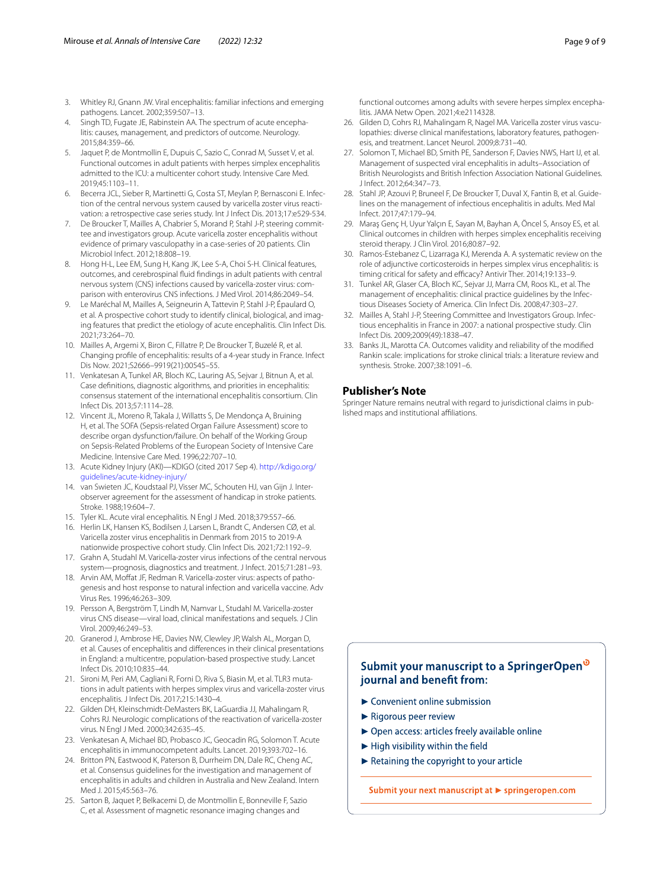3. Whitley RJ, Gnann JW. Viral encephalitis: familiar infections and emerging pathogens. Lancet. 2002;359:507–13.
4. Singh TD, Fugate JE, Rabinstein AA. The spectrum of acute encephalitis: causes, management, and predictors of outcome. Neurology. 2015;84:359–66.
5. Jaquet P, de Montmollin E, Dupuis C, Sazio C, Conrad M, Susset V, et al. Functional outcomes in adult patients with herpes simplex encephalitis admitted to the ICU: a multicenter cohort study. Intensive Care Med. 2019;45:1103–11.
6. Becerra JCL, Sieber R, Martinetti G, Costa ST, Meylan P, Bernasconi E. Infection of the central nervous system caused by varicella zoster virus reactivation: a retrospective case series study. Int J Infect Dis. 2013;17:e529-534.
7. De Broucker T, Mailles A, Chabrier S, Morand P, Stahl J-P, steering committee and investigators group. Acute varicella zoster encephalitis without evidence of primary vasculopathy in a case-series of 20 patients. Clin Microbiol Infect. 2012;18:808–19.
8. Hong H-L, Lee EM, Sung H, Kang JK, Lee S-A, Choi S-H. Clinical features, outcomes, and cerebrospinal fluid findings in adult patients with central nervous system (CNS) infections caused by varicella-zoster virus: comparison with enterovirus CNS infections. J Med Virol. 2014;86:2049–54.
9. Le Maréchal M, Mailles A, Seigneurin A, Tattevin P, Stahl J-P, Épaulard O, et al. A prospective cohort study to identify clinical, biological, and imaging features that predict the etiology of acute encephalitis. Clin Infect Dis. 2021;73:264–70.
10. Mailles A, Argemi X, Biron C, Fillatre P, De Broucker T, Buzelé R, et al. Changing profile of encephalitis: results of a 4-year study in France. Infect Dis Now. 2021;S2666–9919(21):00545–55.
11. Venkatesan A, Tunkel AR, Bloch KC, Lauring AS, Sejvar J, Bitnun A, et al. Case definitions, diagnostic algorithms, and priorities in encephalitis: consensus statement of the international encephalitis consortium. Clin Infect Dis. 2013;57:1114–28.
12. Vincent JL, Moreno R, Takala J, Willatts S, De Mendonça A, Bruining H, et al. The SOFA (Sepsis-related Organ Failure Assessment) score to describe organ dysfunction/failure. On behalf of the Working Group on Sepsis-Related Problems of the European Society of Intensive Care Medicine. Intensive Care Med. 1996;22:707–10.
13. Acute Kidney Injury (AKI)—KDIGO (cited 2017 Sep 4). http://kdigo.org/guidelines/acute-kidney-injury/
14. van Swieten JC, Koudstaal PJ, Visser MC, Schouten HJ, van Gijn J. Interobserver agreement for the assessment of handicap in stroke patients. Stroke. 1988;19:604–7.
15. Tyler KL. Acute viral encephalitis. N Engl J Med. 2018;379:557–66.
16. Herlin LK, Hansen KS, Bodilsen J, Larsen L, Brandt C, Andersen CØ, et al. Varicella zoster virus encephalitis in Denmark from 2015 to 2019-A nationwide prospective cohort study. Clin Infect Dis. 2021;72:1192–9.
17. Grahn A, Studahl M. Varicella-zoster virus infections of the central nervous system—prognosis, diagnostics and treatment. J Infect. 2015;71:281–93.
18. Arvin AM, Moffat JF, Redman R. Varicella-zoster virus: aspects of pathogenesis and host response to natural infection and varicella vaccine. Adv Virus Res. 1996;46:263–309.
19. Persson A, Bergström T, Lindh M, Namvar L, Studahl M. Varicella-zoster virus CNS disease—viral load, clinical manifestations and sequels. J Clin Virol. 2009;46:249–53.
20. Granerod J, Ambrose HE, Davies NW, Clewley JP, Walsh AL, Morgan D, et al. Causes of encephalitis and differences in their clinical presentations in England: a multicentre, population-based prospective study. Lancet Infect Dis. 2010;10:835–44.
21. Sironi M, Peri AM, Cagliari R, Forni D, Riva S, Biasin M, et al. TLR3 mutations in adult patients with herpes simplex virus and varicella-zoster virus encephalitis. J Infect Dis. 2017;215:1430–4.
22. Gilden DH, Kleinschmidt-DeMasters BK, LaGuardia JJ, Mahalingam R, Cohrs RJ. Neurologic complications of the reactivation of varicella-zoster virus. N Engl J Med. 2000;342:635–45.
23. Venkatesan A, Michael BD, Probasco JC, Geocadin RG, Solomon T. Acute encephalitis in immunocompetent adults. Lancet. 2019;393:702–16.
24. Britton PN, Eastwood K, Paterson B, Durrheim DN, Dale RC, Cheng AC, et al. Consensus guidelines for the investigation and management of encephalitis in adults and children in Australia and New Zealand. Intern Med J. 2015;45:563–76.
25. Sarton B, Jaquet P, Belkacemi D, de Montmollin E, Bonneville F, Sazio C, et al. Assessment of magnetic resonance imaging changes and functional outcomes among adults with severe herpes simplex encephalitis. JAMA Netw Open. 2021;4:e2114328.
26. Gilden D, Cohrs RJ, Mahalingam R, Nagel MA. Varicella zoster virus vasculopathies: diverse clinical manifestations, laboratory features, pathogenesis, and treatment. Lancet Neurol. 2009;8:731–40.
27. Solomon T, Michael BD, Smith PE, Sanderson F, Davies NWS, Hart IJ, et al. Management of suspected viral encephalitis in adults–Association of British Neurologists and British Infection Association National Guidelines. J Infect. 2012;64:347–73.
28. Stahl JP, Azouvi P, Bruneel F, De Broucker T, Duval X, Fantin B, et al. Guidelines on the management of infectious encephalitis in adults. Med Mal Infect. 2017;47:179–94.
29. Maraş Genç H, Uyur Yalçın E, Sayan M, Bayhan A, Öncel S, Arısoy ES, et al. Clinical outcomes in children with herpes simplex encephalitis receiving steroid therapy. J Clin Virol. 2016;80:87–92.
30. Ramos-Estebanez C, Lizarraga KJ, Merenda A. A systematic review on the role of adjunctive corticosteroids in herpes simplex virus encephalitis: is timing critical for safety and efficacy? Antivir Ther. 2014;19:133–9.
31. Tunkel AR, Glaser CA, Bloch KC, Sejvar JJ, Marra CM, Roos KL, et al. The management of encephalitis: clinical practice guidelines by the Infectious Diseases Society of America. Clin Infect Dis. 2008;47:303–27.
32. Mailles A, Stahl J-P, Steering Committee and Investigators Group. Infectious encephalitis in France in 2007: a national prospective study. Clin Infect Dis. 2009;2009(49):1838–47.
33. Banks JL, Marotta CA. Outcomes validity and reliability of the modified Rankin scale: implications for stroke clinical trials: a literature review and synthesis. Stroke. 2007;38:1091–6.

## Publisher's Note

Springer Nature remains neutral with regard to jurisdictional claims in published maps and institutional affiliations.

**Submit your manuscript to a SpringerOpen journal and benefit from:**

- Convenient online submission
- Rigorous peer review
- Open access: articles freely available online
- High visibility within the field
- Retaining the copyright to your article

**Submit your next manuscript at ► springeropen.com**